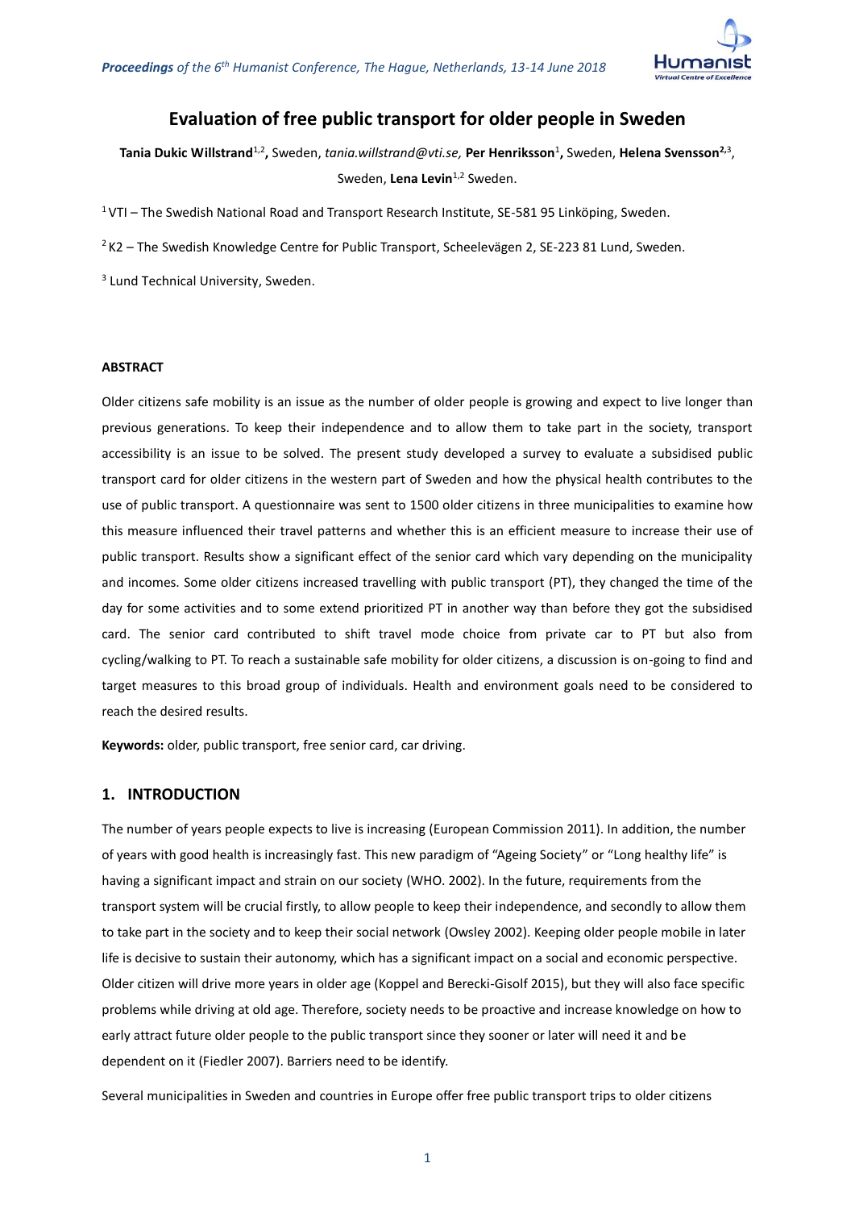# Evaluation of free public transport for older people in Sweden

**Tania Dukic Willstrand**[1,2]**,** Sweden, *tania.willstrand@vti.se,* **Per Henriksson**[1]**,** Sweden, **Helena Svensson**[2,3], Sweden, **Lena Levin**[1,2] Sweden.

[1] VTI – The Swedish National Road and Transport Research Institute, SE-581 95 Linköping, Sweden.

[2] K2 – The Swedish Knowledge Centre for Public Transport, Scheelevägen 2, SE-223 81 Lund, Sweden.

[3] Lund Technical University, Sweden.

**ABSTRACT**

Older citizens safe mobility is an issue as the number of older people is growing and expect to live longer than previous generations. To keep their independence and to allow them to take part in the society, transport accessibility is an issue to be solved. The present study developed a survey to evaluate a subsidised public transport card for older citizens in the western part of Sweden and how the physical health contributes to the use of public transport. A questionnaire was sent to 1500 older citizens in three municipalities to examine how this measure influenced their travel patterns and whether this is an efficient measure to increase their use of public transport. Results show a significant effect of the senior card which vary depending on the municipality and incomes. Some older citizens increased travelling with public transport (PT), they changed the time of the day for some activities and to some extend prioritized PT in another way than before they got the subsidised card. The senior card contributed to shift travel mode choice from private car to PT but also from cycling/walking to PT. To reach a sustainable safe mobility for older citizens, a discussion is on-going to find and target measures to this broad group of individuals. Health and environment goals need to be considered to reach the desired results.

**Keywords:** older, public transport, free senior card, car driving.

## 1. INTRODUCTION

The number of years people expects to live is increasing (European Commission 2011). In addition, the number of years with good health is increasingly fast. This new paradigm of "Ageing Society" or "Long healthy life" is having a significant impact and strain on our society (WHO. 2002). In the future, requirements from the transport system will be crucial firstly, to allow people to keep their independence, and secondly to allow them to take part in the society and to keep their social network (Owsley 2002). Keeping older people mobile in later life is decisive to sustain their autonomy, which has a significant impact on a social and economic perspective. Older citizen will drive more years in older age (Koppel and Berecki-Gisolf 2015), but they will also face specific problems while driving at old age. Therefore, society needs to be proactive and increase knowledge on how to early attract future older people to the public transport since they sooner or later will need it and be dependent on it (Fiedler 2007). Barriers need to be identify.

Several municipalities in Sweden and countries in Europe offer free public transport trips to older citizens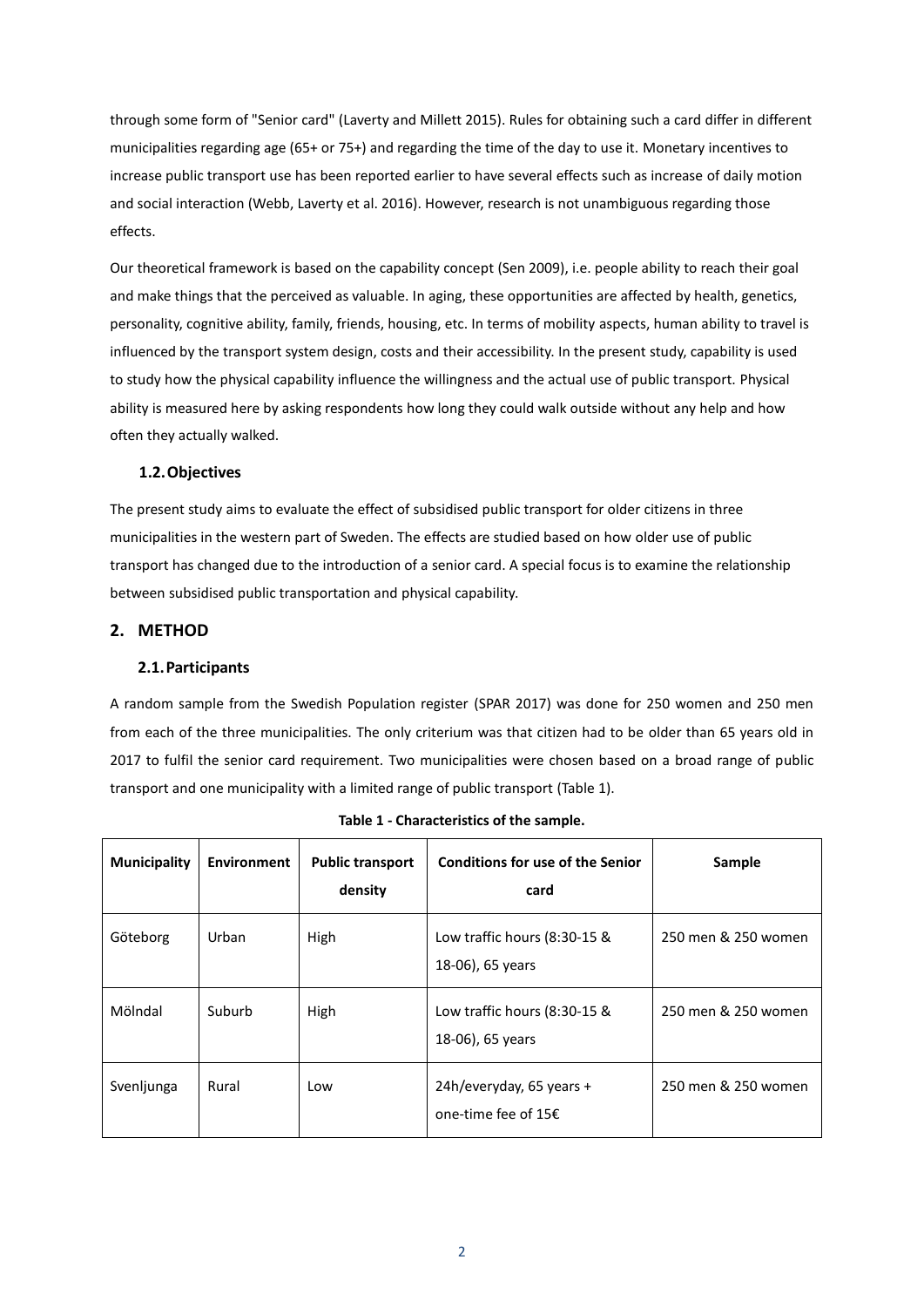through some form of "Senior card" (Laverty and Millett 2015). Rules for obtaining such a card differ in different municipalities regarding age (65+ or 75+) and regarding the time of the day to use it. Monetary incentives to increase public transport use has been reported earlier to have several effects such as increase of daily motion and social interaction (Webb, Laverty et al. 2016). However, research is not unambiguous regarding those effects.

Our theoretical framework is based on the capability concept (Sen 2009), i.e. people ability to reach their goal and make things that the perceived as valuable. In aging, these opportunities are affected by health, genetics, personality, cognitive ability, family, friends, housing, etc. In terms of mobility aspects, human ability to travel is influenced by the transport system design, costs and their accessibility. In the present study, capability is used to study how the physical capability influence the willingness and the actual use of public transport. Physical ability is measured here by asking respondents how long they could walk outside without any help and how often they actually walked.

### 1.2. Objectives

The present study aims to evaluate the effect of subsidised public transport for older citizens in three municipalities in the western part of Sweden. The effects are studied based on how older use of public transport has changed due to the introduction of a senior card. A special focus is to examine the relationship between subsidised public transportation and physical capability.

## 2. METHOD

### 2.1. Participants

A random sample from the Swedish Population register (SPAR 2017) was done for 250 women and 250 men from each of the three municipalities. The only criterium was that citizen had to be older than 65 years old in 2017 to fulfil the senior card requirement. Two municipalities were chosen based on a broad range of public transport and one municipality with a limited range of public transport (Table 1).

**Table 1 - Characteristics of the sample.**

| Municipality | Environment | Public transport density | Conditions for use of the Senior card | Sample |
|---|---|---|---|---|
| Göteborg | Urban | High | Low traffic hours (8:30-15 & 18-06), 65 years | 250 men & 250 women |
| Mölndal | Suburb | High | Low traffic hours (8:30-15 & 18-06), 65 years | 250 men & 250 women |
| Svenljunga | Rural | Low | 24h/everyday, 65 years + one-time fee of 15€ | 250 men & 250 women |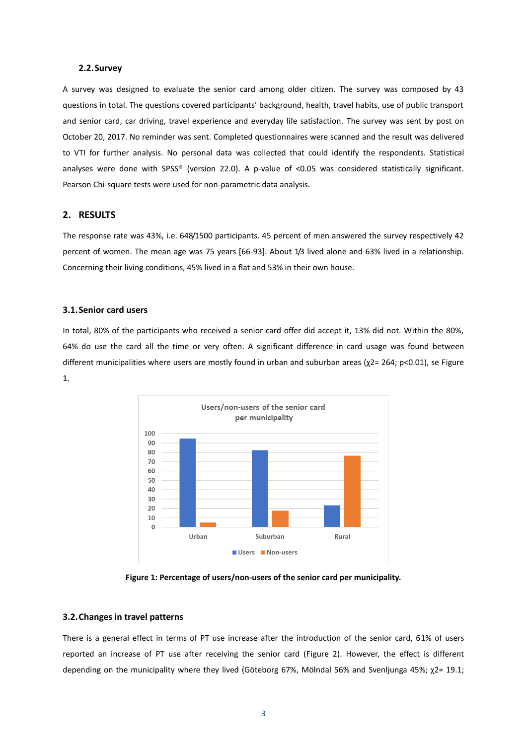### 2.2. Survey

A survey was designed to evaluate the senior card among older citizen. The survey was composed by 43 questions in total. The questions covered participants' background, health, travel habits, use of public transport and senior card, car driving, travel experience and everyday life satisfaction. The survey was sent by post on October 20, 2017. No reminder was sent. Completed questionnaires were scanned and the result was delivered to VTI for further analysis. No personal data was collected that could identify the respondents. Statistical analyses were done with SPSS® (version 22.0). A p-value of <0.05 was considered statistically significant. Pearson Chi-square tests were used for non-parametric data analysis.

## 2. RESULTS

The response rate was 43%, i.e. 648/1500 participants. 45 percent of men answered the survey respectively 42 percent of women. The mean age was 75 years [66-93]. About 1/3 lived alone and 63% lived in a relationship. Concerning their living conditions, 45% lived in a flat and 53% in their own house.

### 3.1. Senior card users

In total, 80% of the participants who received a senior card offer did accept it, 13% did not. Within the 80%, 64% do use the card all the time or very often. A significant difference in card usage was found between different municipalities where users are mostly found in urban and suburban areas ($\chi2$= 264; $p<0.01$), se Figure 1.

Figure 1: Percentage of users/non-users of the senior card per municipality.

### 3.2. Changes in travel patterns

There is a general effect in terms of PT use increase after the introduction of the senior card, 61% of users reported an increase of PT use after receiving the senior card (Figure 2). However, the effect is different depending on the municipality where they lived (Göteborg 67%, Mölndal 56% and Svenljunga 45%; $\chi2$= 19.1;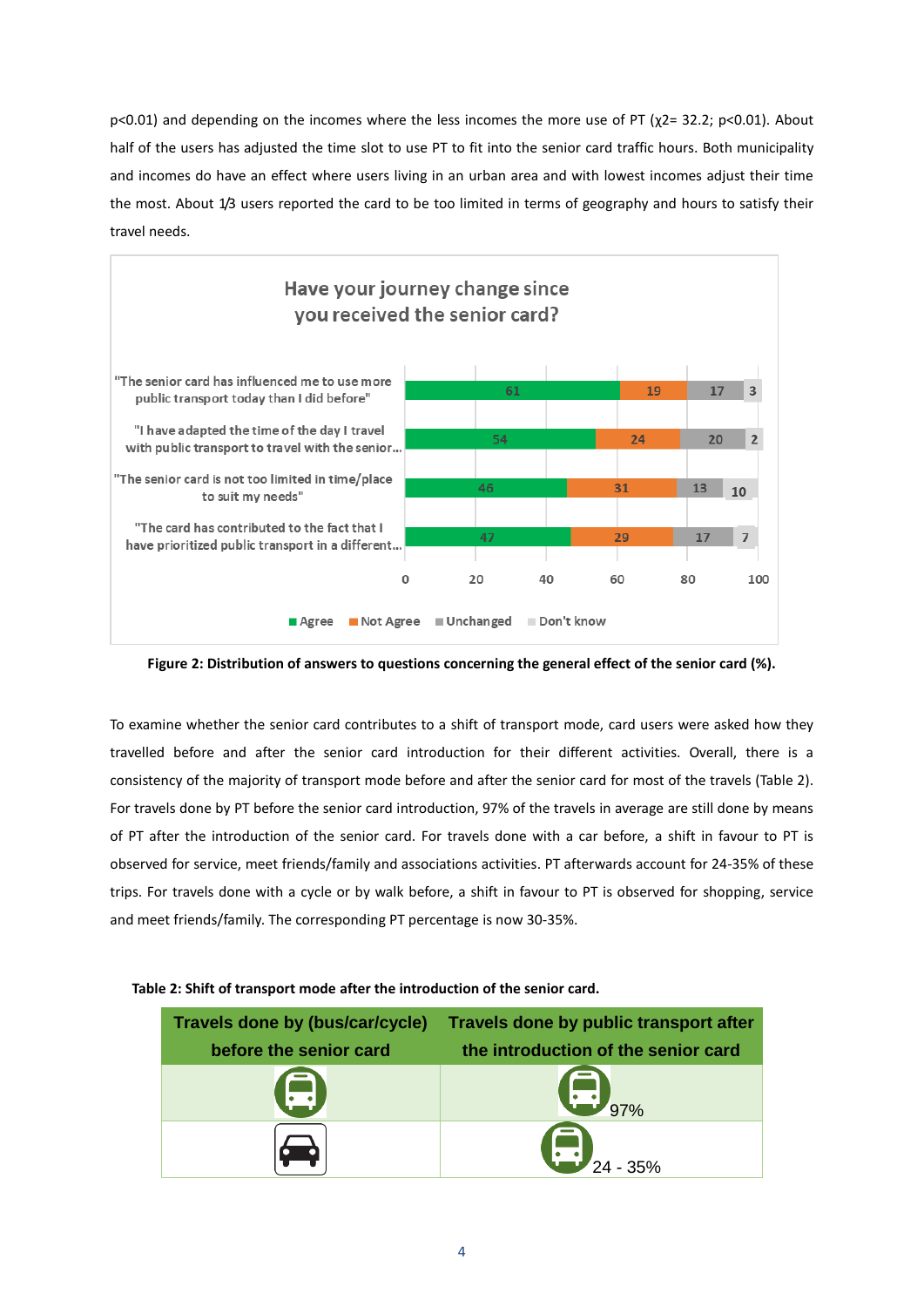p<0.01) and depending on the incomes where the less incomes the more use of PT ($\chi 2 = 32.2$; $p < 0.01$). About half of the users has adjusted the time slot to use PT to fit into the senior card traffic hours. Both municipality and incomes do have an effect where users living in an urban area and with lowest incomes adjust their time the most. About 1/3 users reported the card to be too limited in terms of geography and hours to satisfy their travel needs.

Have your journey change since you received the senior card?

| | Agree | Not Agree | Unchanged | Don't know |
|---|---|---|---|---|
| "The senior card has influenced me to use more public transport today than I did before" | 61 | 19 | 17 | 3 |
| "I have adapted the time of the day I travel with public transport to travel with the senior... | 54 | 24 | 20 | 2 |
| "The senior card is not too limited in time/place to suit my needs" | 46 | 31 | 13 | 10 |
| "The card has contributed to the fact that I have prioritized public transport in a different... | 47 | 29 | 17 | 7 |

**Figure 2: Distribution of answers to questions concerning the general effect of the senior card (%).**

To examine whether the senior card contributes to a shift of transport mode, card users were asked how they travelled before and after the senior card introduction for their different activities. Overall, there is a consistency of the majority of transport mode before and after the senior card for most of the travels (Table 2). For travels done by PT before the senior card introduction, 97% of the travels in average are still done by means of PT after the introduction of the senior card. For travels done with a car before, a shift in favour to PT is observed for service, meet friends/family and associations activities. PT afterwards account for 24-35% of these trips. For travels done with a cycle or by walk before, a shift in favour to PT is observed for shopping, service and meet friends/family. The corresponding PT percentage is now 30-35%.

**Table 2: Shift of transport mode after the introduction of the senior card.**

| Travels done by (bus/car/cycle) before the senior card | Travels done by public transport after the introduction of the senior card |
|---|---|
| Bus | 97% |
| Car | 24 - 35% |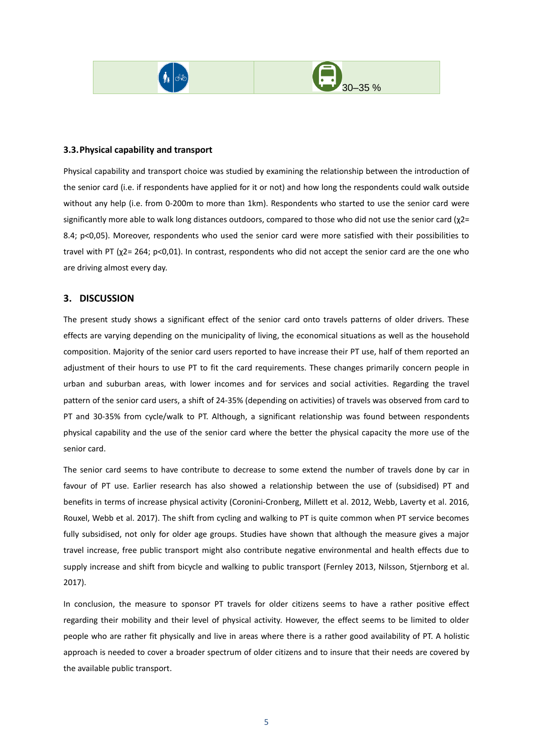| | 30–35 % |
|---|---|

### 3.3. Physical capability and transport

Physical capability and transport choice was studied by examining the relationship between the introduction of the senior card (i.e. if respondents have applied for it or not) and how long the respondents could walk outside without any help (i.e. from 0-200m to more than 1km). Respondents who started to use the senior card were significantly more able to walk long distances outdoors, compared to those who did not use the senior card ($\chi 2= 8.4$; $p<0,05$). Moreover, respondents who used the senior card were more satisfied with their possibilities to travel with PT ($\chi 2= 264$; $p<0,01$). In contrast, respondents who did not accept the senior card are the one who are driving almost every day.

## 3. DISCUSSION

The present study shows a significant effect of the senior card onto travels patterns of older drivers. These effects are varying depending on the municipality of living, the economical situations as well as the household composition. Majority of the senior card users reported to have increase their PT use, half of them reported an adjustment of their hours to use PT to fit the card requirements. These changes primarily concern people in urban and suburban areas, with lower incomes and for services and social activities. Regarding the travel pattern of the senior card users, a shift of 24-35% (depending on activities) of travels was observed from card to PT and 30-35% from cycle/walk to PT. Although, a significant relationship was found between respondents physical capability and the use of the senior card where the better the physical capacity the more use of the senior card.

The senior card seems to have contribute to decrease to some extend the number of travels done by car in favour of PT use. Earlier research has also showed a relationship between the use of (subsidised) PT and benefits in terms of increase physical activity (Coronini-Cronberg, Millett et al. 2012, Webb, Laverty et al. 2016, Rouxel, Webb et al. 2017). The shift from cycling and walking to PT is quite common when PT service becomes fully subsidised, not only for older age groups. Studies have shown that although the measure gives a major travel increase, free public transport might also contribute negative environmental and health effects due to supply increase and shift from bicycle and walking to public transport (Fernley 2013, Nilsson, Stjernborg et al. 2017).

In conclusion, the measure to sponsor PT travels for older citizens seems to have a rather positive effect regarding their mobility and their level of physical activity. However, the effect seems to be limited to older people who are rather fit physically and live in areas where there is a rather good availability of PT. A holistic approach is needed to cover a broader spectrum of older citizens and to insure that their needs are covered by the available public transport.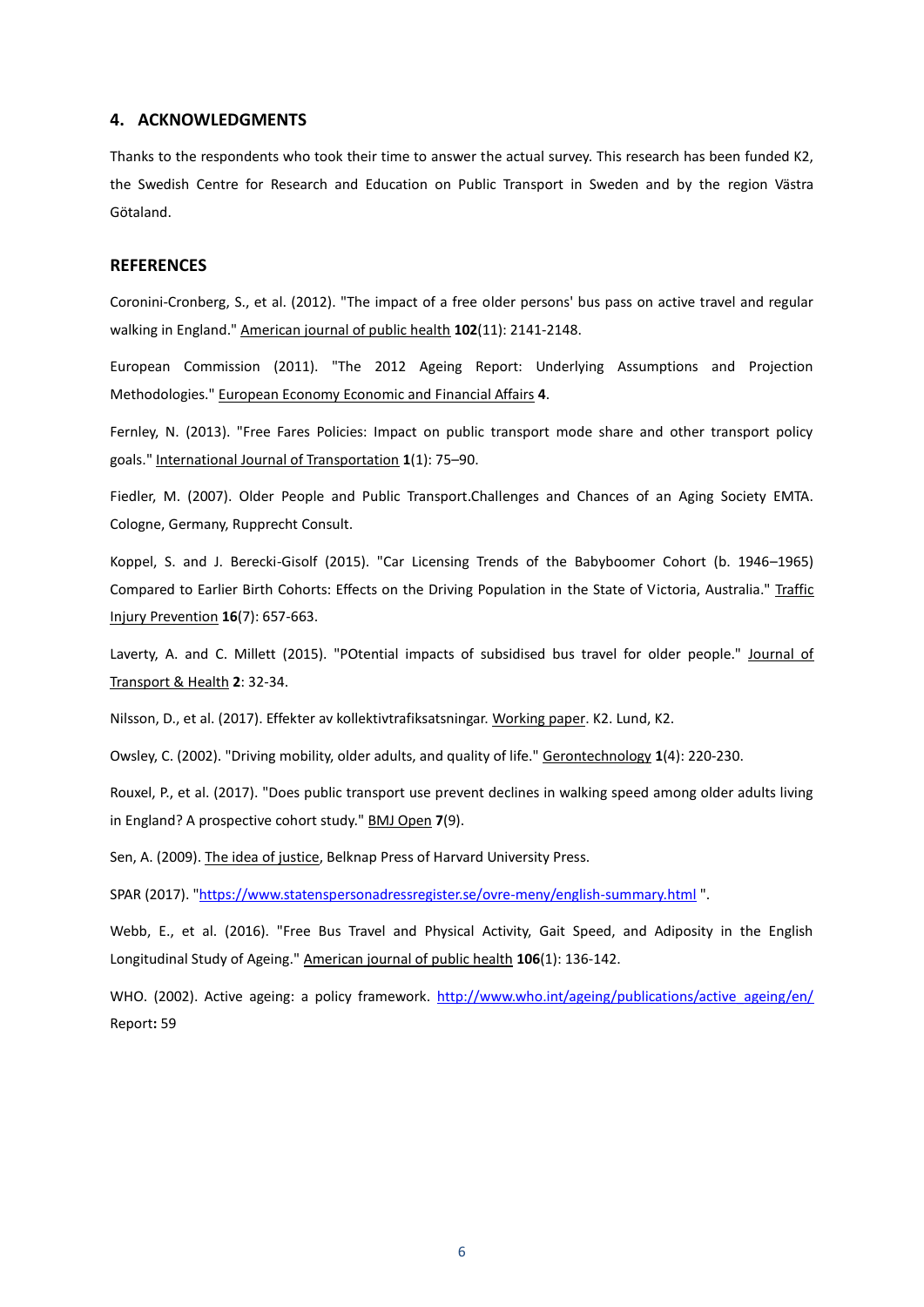## 4. ACKNOWLEDGMENTS

Thanks to the respondents who took their time to answer the actual survey. This research has been funded K2, the Swedish Centre for Research and Education on Public Transport in Sweden and by the region Västra Götaland.

## REFERENCES

Coronini-Cronberg, S., et al. (2012). "The impact of a free older persons' bus pass on active travel and regular walking in England." American journal of public health **102**(11): 2141-2148.

European Commission (2011). "The 2012 Ageing Report: Underlying Assumptions and Projection Methodologies." European Economy Economic and Financial Affairs **4**.

Fernley, N. (2013). "Free Fares Policies: Impact on public transport mode share and other transport policy goals." International Journal of Transportation **1**(1): 75–90.

Fiedler, M. (2007). Older People and Public Transport.Challenges and Chances of an Aging Society EMTA. Cologne, Germany, Rupprecht Consult.

Koppel, S. and J. Berecki-Gisolf (2015). "Car Licensing Trends of the Babyboomer Cohort (b. 1946–1965) Compared to Earlier Birth Cohorts: Effects on the Driving Population in the State of Victoria, Australia." Traffic Injury Prevention **16**(7): 657-663.

Laverty, A. and C. Millett (2015). "POtential impacts of subsidised bus travel for older people." Journal of Transport & Health **2**: 32-34.

Nilsson, D., et al. (2017). Effekter av kollektivtrafiksatsningar. Working paper. K2. Lund, K2.

Owsley, C. (2002). "Driving mobility, older adults, and quality of life." Gerontechnology **1**(4): 220-230.

Rouxel, P., et al. (2017). "Does public transport use prevent declines in walking speed among older adults living in England? A prospective cohort study." BMJ Open **7**(9).

Sen, A. (2009). The idea of justice, Belknap Press of Harvard University Press.

SPAR (2017). "https://www.statenspersonadressregister.se/ovre-meny/english-summary.html ".

Webb, E., et al. (2016). "Free Bus Travel and Physical Activity, Gait Speed, and Adiposity in the English Longitudinal Study of Ageing." American journal of public health **106**(1): 136-142.

WHO. (2002). Active ageing: a policy framework. http://www.who.int/ageing/publications/active_ageing/en/ Report**:** 59